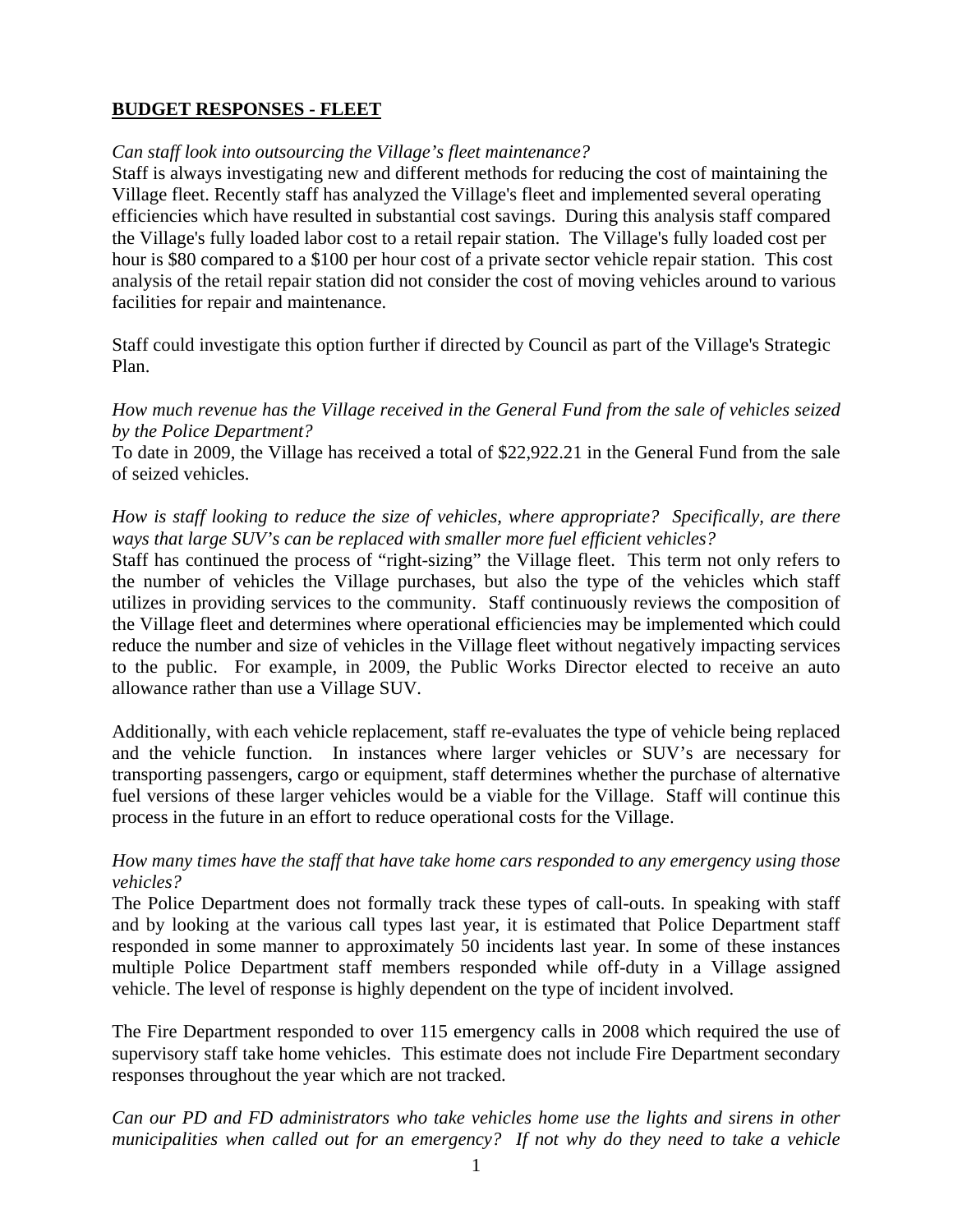**BUDGET RESPONSES - FLEET**

*Can staff look into outsourcing the Village's fleet maintenance?*

Staff is always investigating new and different methods for reducing the cost of maintaining the Village fleet. Recently staff has analyzed the Village's fleet and implemented several operating efficiencies which have resulted in substantial cost savings. During this analysis staff compared the Village's fully loaded labor cost to a retail repair station. The Village's fully loaded cost per hour is $80 compared to a $100 per hour cost of a private sector vehicle repair station. This cost analysis of the retail repair station did not consider the cost of moving vehicles around to various facilities for repair and maintenance.

Staff could investigate this option further if directed by Council as part of the Village's Strategic Plan.

*How much revenue has the Village received in the General Fund from the sale of vehicles seized by the Police Department?*

To date in 2009, the Village has received a total of $22,922.21 in the General Fund from the sale of seized vehicles.

*How is staff looking to reduce the size of vehicles, where appropriate? Specifically, are there ways that large SUV's can be replaced with smaller more fuel efficient vehicles?*

Staff has continued the process of "right-sizing" the Village fleet. This term not only refers to the number of vehicles the Village purchases, but also the type of the vehicles which staff utilizes in providing services to the community. Staff continuously reviews the composition of the Village fleet and determines where operational efficiencies may be implemented which could reduce the number and size of vehicles in the Village fleet without negatively impacting services to the public. For example, in 2009, the Public Works Director elected to receive an auto allowance rather than use a Village SUV.

Additionally, with each vehicle replacement, staff re-evaluates the type of vehicle being replaced and the vehicle function. In instances where larger vehicles or SUV's are necessary for transporting passengers, cargo or equipment, staff determines whether the purchase of alternative fuel versions of these larger vehicles would be a viable for the Village. Staff will continue this process in the future in an effort to reduce operational costs for the Village.

*How many times have the staff that have take home cars responded to any emergency using those vehicles?*

The Police Department does not formally track these types of call-outs. In speaking with staff and by looking at the various call types last year, it is estimated that Police Department staff responded in some manner to approximately 50 incidents last year. In some of these instances multiple Police Department staff members responded while off-duty in a Village assigned vehicle. The level of response is highly dependent on the type of incident involved.

The Fire Department responded to over 115 emergency calls in 2008 which required the use of supervisory staff take home vehicles. This estimate does not include Fire Department secondary responses throughout the year which are not tracked.

*Can our PD and FD administrators who take vehicles home use the lights and sirens in other municipalities when called out for an emergency? If not why do they need to take a vehicle*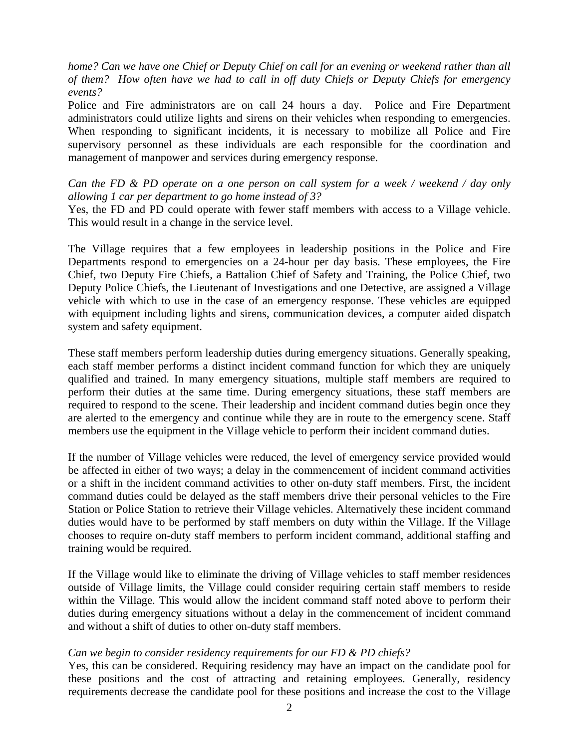*home? Can we have one Chief or Deputy Chief on call for an evening or weekend rather than all of them? How often have we had to call in off duty Chiefs or Deputy Chiefs for emergency events?*

Police and Fire administrators are on call 24 hours a day. Police and Fire Department administrators could utilize lights and sirens on their vehicles when responding to emergencies. When responding to significant incidents, it is necessary to mobilize all Police and Fire supervisory personnel as these individuals are each responsible for the coordination and management of manpower and services during emergency response.

*Can the FD & PD operate on a one person on call system for a week / weekend / day only allowing 1 car per department to go home instead of 3?*

Yes, the FD and PD could operate with fewer staff members with access to a Village vehicle. This would result in a change in the service level.

The Village requires that a few employees in leadership positions in the Police and Fire Departments respond to emergencies on a 24-hour per day basis. These employees, the Fire Chief, two Deputy Fire Chiefs, a Battalion Chief of Safety and Training, the Police Chief, two Deputy Police Chiefs, the Lieutenant of Investigations and one Detective, are assigned a Village vehicle with which to use in the case of an emergency response. These vehicles are equipped with equipment including lights and sirens, communication devices, a computer aided dispatch system and safety equipment.

These staff members perform leadership duties during emergency situations. Generally speaking, each staff member performs a distinct incident command function for which they are uniquely qualified and trained. In many emergency situations, multiple staff members are required to perform their duties at the same time. During emergency situations, these staff members are required to respond to the scene. Their leadership and incident command duties begin once they are alerted to the emergency and continue while they are in route to the emergency scene. Staff members use the equipment in the Village vehicle to perform their incident command duties.

If the number of Village vehicles were reduced, the level of emergency service provided would be affected in either of two ways; a delay in the commencement of incident command activities or a shift in the incident command activities to other on-duty staff members. First, the incident command duties could be delayed as the staff members drive their personal vehicles to the Fire Station or Police Station to retrieve their Village vehicles. Alternatively these incident command duties would have to be performed by staff members on duty within the Village. If the Village chooses to require on-duty staff members to perform incident command, additional staffing and training would be required.

If the Village would like to eliminate the driving of Village vehicles to staff member residences outside of Village limits, the Village could consider requiring certain staff members to reside within the Village. This would allow the incident command staff noted above to perform their duties during emergency situations without a delay in the commencement of incident command and without a shift of duties to other on-duty staff members.

*Can we begin to consider residency requirements for our FD & PD chiefs?*

Yes, this can be considered. Requiring residency may have an impact on the candidate pool for these positions and the cost of attracting and retaining employees. Generally, residency requirements decrease the candidate pool for these positions and increase the cost to the Village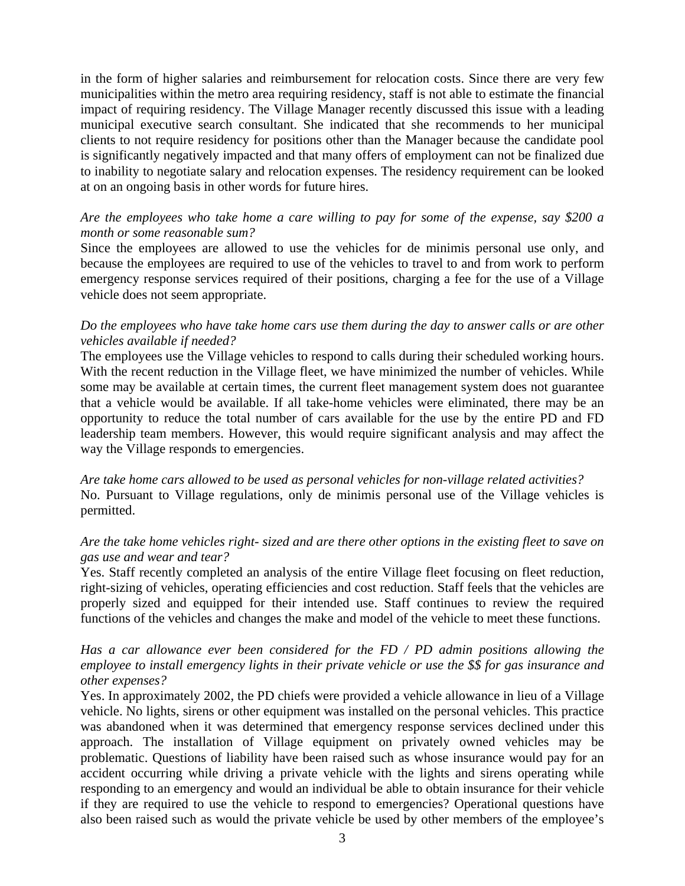in the form of higher salaries and reimbursement for relocation costs. Since there are very few municipalities within the metro area requiring residency, staff is not able to estimate the financial impact of requiring residency. The Village Manager recently discussed this issue with a leading municipal executive search consultant. She indicated that she recommends to her municipal clients to not require residency for positions other than the Manager because the candidate pool is significantly negatively impacted and that many offers of employment can not be finalized due to inability to negotiate salary and relocation expenses. The residency requirement can be looked at on an ongoing basis in other words for future hires.

*Are the employees who take home a care willing to pay for some of the expense, say $200 a month or some reasonable sum?*

Since the employees are allowed to use the vehicles for de minimis personal use only, and because the employees are required to use of the vehicles to travel to and from work to perform emergency response services required of their positions, charging a fee for the use of a Village vehicle does not seem appropriate.

*Do the employees who have take home cars use them during the day to answer calls or are other vehicles available if needed?*

The employees use the Village vehicles to respond to calls during their scheduled working hours. With the recent reduction in the Village fleet, we have minimized the number of vehicles. While some may be available at certain times, the current fleet management system does not guarantee that a vehicle would be available. If all take-home vehicles were eliminated, there may be an opportunity to reduce the total number of cars available for the use by the entire PD and FD leadership team members. However, this would require significant analysis and may affect the way the Village responds to emergencies.

*Are take home cars allowed to be used as personal vehicles for non-village related activities?*

No. Pursuant to Village regulations, only de minimis personal use of the Village vehicles is permitted.

*Are the take home vehicles right- sized and are there other options in the existing fleet to save on gas use and wear and tear?*

Yes. Staff recently completed an analysis of the entire Village fleet focusing on fleet reduction, right-sizing of vehicles, operating efficiencies and cost reduction. Staff feels that the vehicles are properly sized and equipped for their intended use. Staff continues to review the required functions of the vehicles and changes the make and model of the vehicle to meet these functions.

*Has a car allowance ever been considered for the FD / PD admin positions allowing the employee to install emergency lights in their private vehicle or use the $$ for gas insurance and other expenses?*

Yes. In approximately 2002, the PD chiefs were provided a vehicle allowance in lieu of a Village vehicle. No lights, sirens or other equipment was installed on the personal vehicles. This practice was abandoned when it was determined that emergency response services declined under this approach. The installation of Village equipment on privately owned vehicles may be problematic. Questions of liability have been raised such as whose insurance would pay for an accident occurring while driving a private vehicle with the lights and sirens operating while responding to an emergency and would an individual be able to obtain insurance for their vehicle if they are required to use the vehicle to respond to emergencies? Operational questions have also been raised such as would the private vehicle be used by other members of the employee's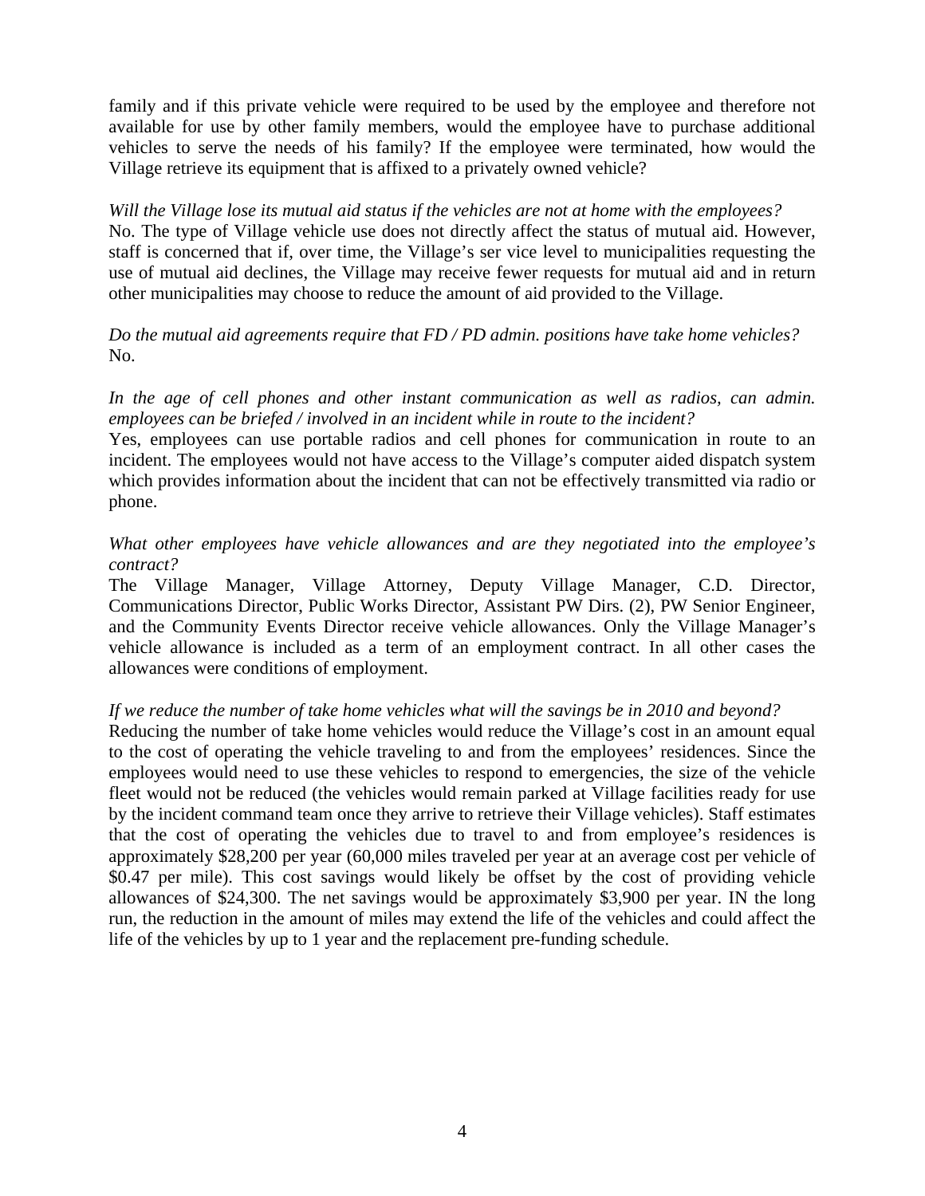family and if this private vehicle were required to be used by the employee and therefore not available for use by other family members, would the employee have to purchase additional vehicles to serve the needs of his family? If the employee were terminated, how would the Village retrieve its equipment that is affixed to a privately owned vehicle?

*Will the Village lose its mutual aid status if the vehicles are not at home with the employees?*
No. The type of Village vehicle use does not directly affect the status of mutual aid. However, staff is concerned that if, over time, the Village's ser vice level to municipalities requesting the use of mutual aid declines, the Village may receive fewer requests for mutual aid and in return other municipalities may choose to reduce the amount of aid provided to the Village.

*Do the mutual aid agreements require that FD / PD admin. positions have take home vehicles?*
No.

*In the age of cell phones and other instant communication as well as radios, can admin. employees can be briefed / involved in an incident while in route to the incident?*
Yes, employees can use portable radios and cell phones for communication in route to an incident. The employees would not have access to the Village's computer aided dispatch system which provides information about the incident that can not be effectively transmitted via radio or phone.

*What other employees have vehicle allowances and are they negotiated into the employee's contract?*
The Village Manager, Village Attorney, Deputy Village Manager, C.D. Director, Communications Director, Public Works Director, Assistant PW Dirs. (2), PW Senior Engineer, and the Community Events Director receive vehicle allowances. Only the Village Manager's vehicle allowance is included as a term of an employment contract. In all other cases the allowances were conditions of employment.

*If we reduce the number of take home vehicles what will the savings be in 2010 and beyond?*
Reducing the number of take home vehicles would reduce the Village's cost in an amount equal to the cost of operating the vehicle traveling to and from the employees' residences. Since the employees would need to use these vehicles to respond to emergencies, the size of the vehicle fleet would not be reduced (the vehicles would remain parked at Village facilities ready for use by the incident command team once they arrive to retrieve their Village vehicles). Staff estimates that the cost of operating the vehicles due to travel to and from employee's residences is approximately $28,200 per year (60,000 miles traveled per year at an average cost per vehicle of $0.47 per mile). This cost savings would likely be offset by the cost of providing vehicle allowances of $24,300. The net savings would be approximately $3,900 per year. IN the long run, the reduction in the amount of miles may extend the life of the vehicles and could affect the life of the vehicles by up to 1 year and the replacement pre-funding schedule.